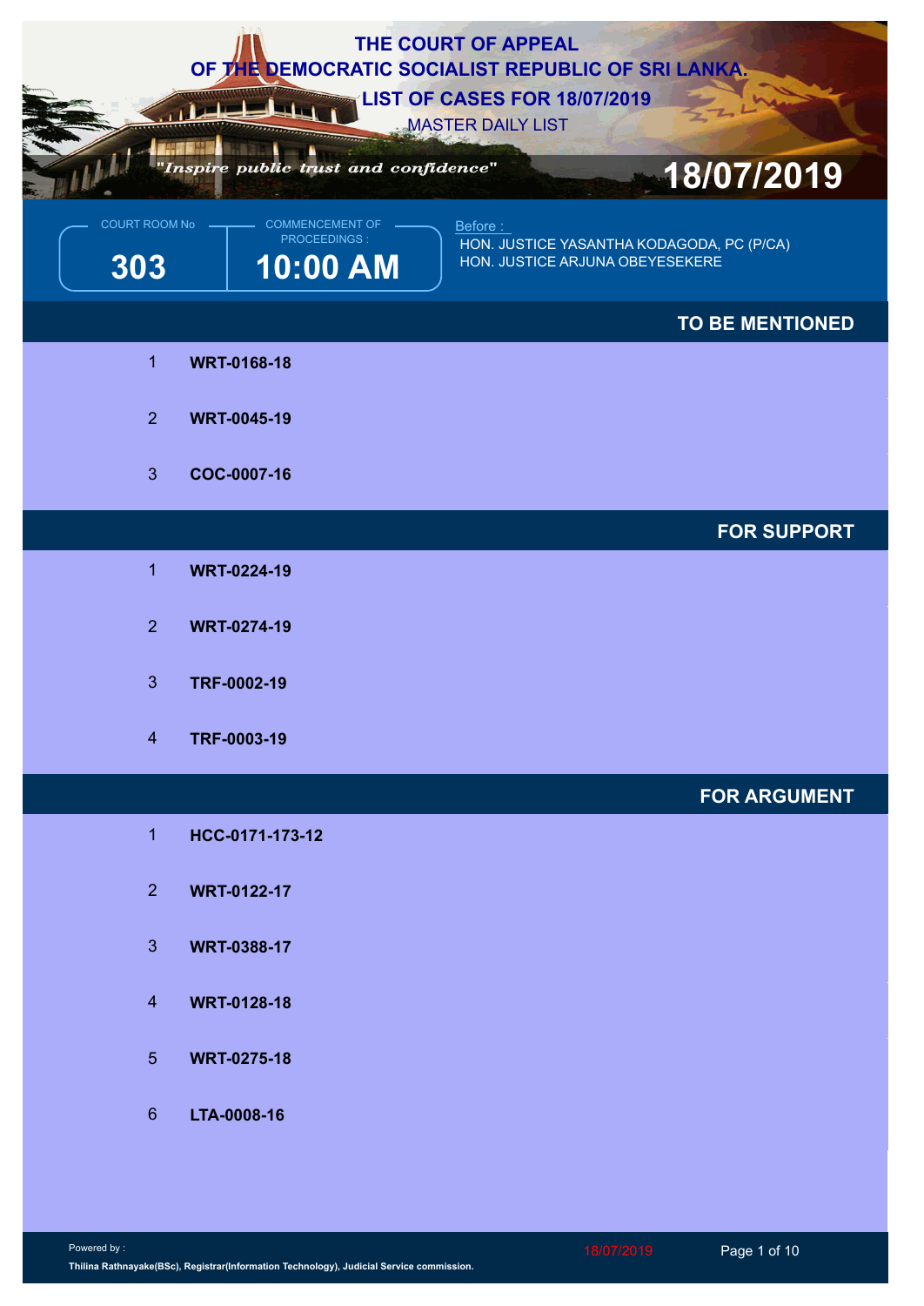# THE COURT OF APPEAL
# OF THE DEMOCRATIC SOCIALIST REPUBLIC OF SRI LANKA.
## LIST OF CASES FOR 18/07/2019
MASTER DAILY LIST

*"Inspire public trust and confidence"*

**18/07/2019**

COURT ROOM No: **303**

COMMENCEMENT OF PROCEEDINGS: **10:00 AM**

Before :
HON. JUSTICE YASANTHA KODAGODA, PC (P/CA)
HON. JUSTICE ARJUNA OBEYESEKERE

## TO BE MENTIONED

1. **WRT-0168-18**
2. **WRT-0045-19**
3. **COC-0007-16**

## FOR SUPPORT

1. **WRT-0224-19**
2. **WRT-0274-19**
3. **TRF-0002-19**
4. **TRF-0003-19**

## FOR ARGUMENT

1. **HCC-0171-173-12**
2. **WRT-0122-17**
3. **WRT-0388-17**
4. **WRT-0128-18**
5. **WRT-0275-18**
6. **LTA-0008-16**

Powered by :
Thilina Rathnayake(BSc), Registrar(Information Technology), Judicial Service commission.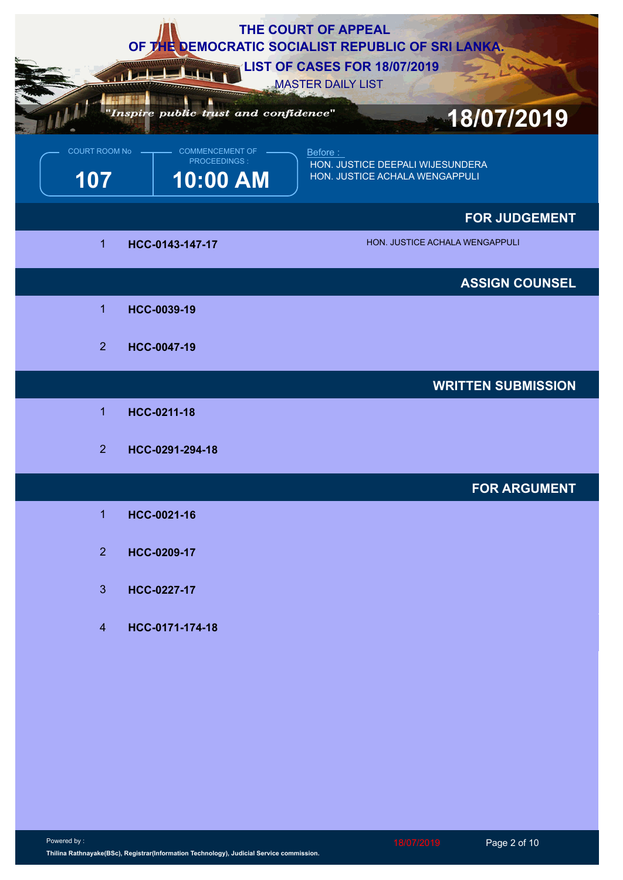# THE COURT OF APPEAL
# OF THE DEMOCRATIC SOCIALIST REPUBLIC OF SRI LANKA.

## LIST OF CASES FOR 18/07/2019

MASTER DAILY LIST

*"Inspire public trust and confidence"*

**18/07/2019**

| COURT ROOM No | COMMENCEMENT OF PROCEEDINGS : | Before : |
|---|---|---|
| **107** | **10:00 AM** | HON. JUSTICE DEEPALI WIJESUNDERA<br>HON. JUSTICE ACHALA WENGAPPULI |

### FOR JUDGEMENT

| No | Case | |
|---|---|---|
| 1 | **HCC-0143-147-17** | HON. JUSTICE ACHALA WENGAPPULI |

### ASSIGN COUNSEL

| No | Case |
|---|---|
| 1 | **HCC-0039-19** |
| 2 | **HCC-0047-19** |

### WRITTEN SUBMISSION

| No | Case |
|---|---|
| 1 | **HCC-0211-18** |
| 2 | **HCC-0291-294-18** |

### FOR ARGUMENT

| No | Case |
|---|---|
| 1 | **HCC-0021-16** |
| 2 | **HCC-0209-17** |
| 3 | **HCC-0227-17** |
| 4 | **HCC-0171-174-18** |

Powered by :
**Thilina Rathnayake(BSc), Registrar(Information Technology), Judicial Service commission.**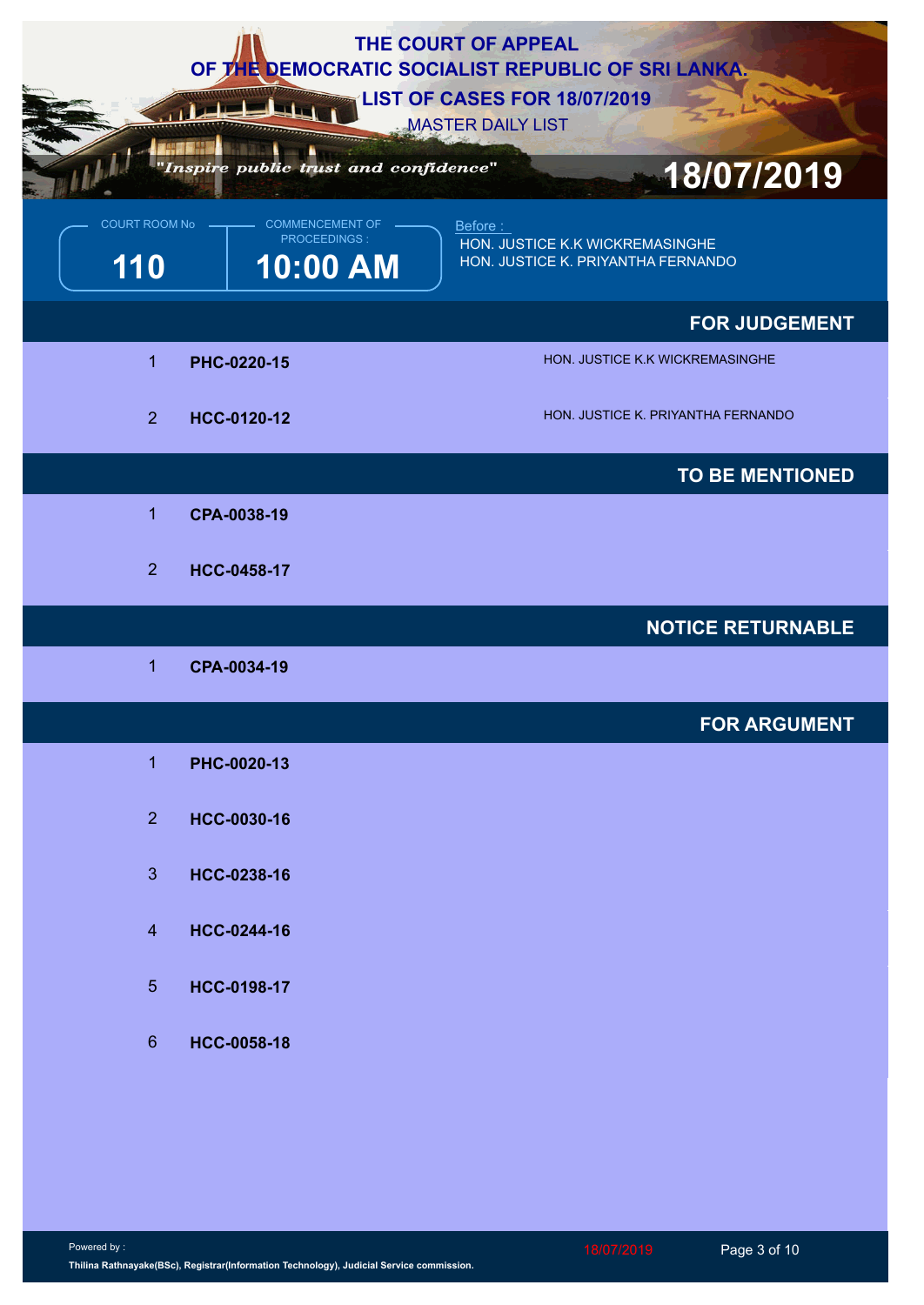# THE COURT OF APPEAL
# OF THE DEMOCRATIC SOCIALIST REPUBLIC OF SRI LANKA.
## LIST OF CASES FOR 18/07/2019
MASTER DAILY LIST

*"Inspire public trust and confidence"*

**18/07/2019**

| COURT ROOM No | COMMENCEMENT OF PROCEEDINGS : | Before : |
|---|---|---|
| **110** | **10:00 AM** | HON. JUSTICE K.K WICKREMASINGHE<br>HON. JUSTICE K. PRIYANTHA FERNANDO |

### FOR JUDGEMENT

| | | |
|---|---|---|
| 1 | **PHC-0220-15** | HON. JUSTICE K.K WICKREMASINGHE |
| 2 | **HCC-0120-12** | HON. JUSTICE K. PRIYANTHA FERNANDO |

### TO BE MENTIONED

1 **CPA-0038-19**

2 **HCC-0458-17**

### NOTICE RETURNABLE

1 **CPA-0034-19**

### FOR ARGUMENT

1 **PHC-0020-13**

2 **HCC-0030-16**

3 **HCC-0238-16**

4 **HCC-0244-16**

5 **HCC-0198-17**

6 **HCC-0058-18**

Powered by :
**Thilina Rathnayake(BSc), Registrar(Information Technology), Judicial Service commission.**

18/07/2019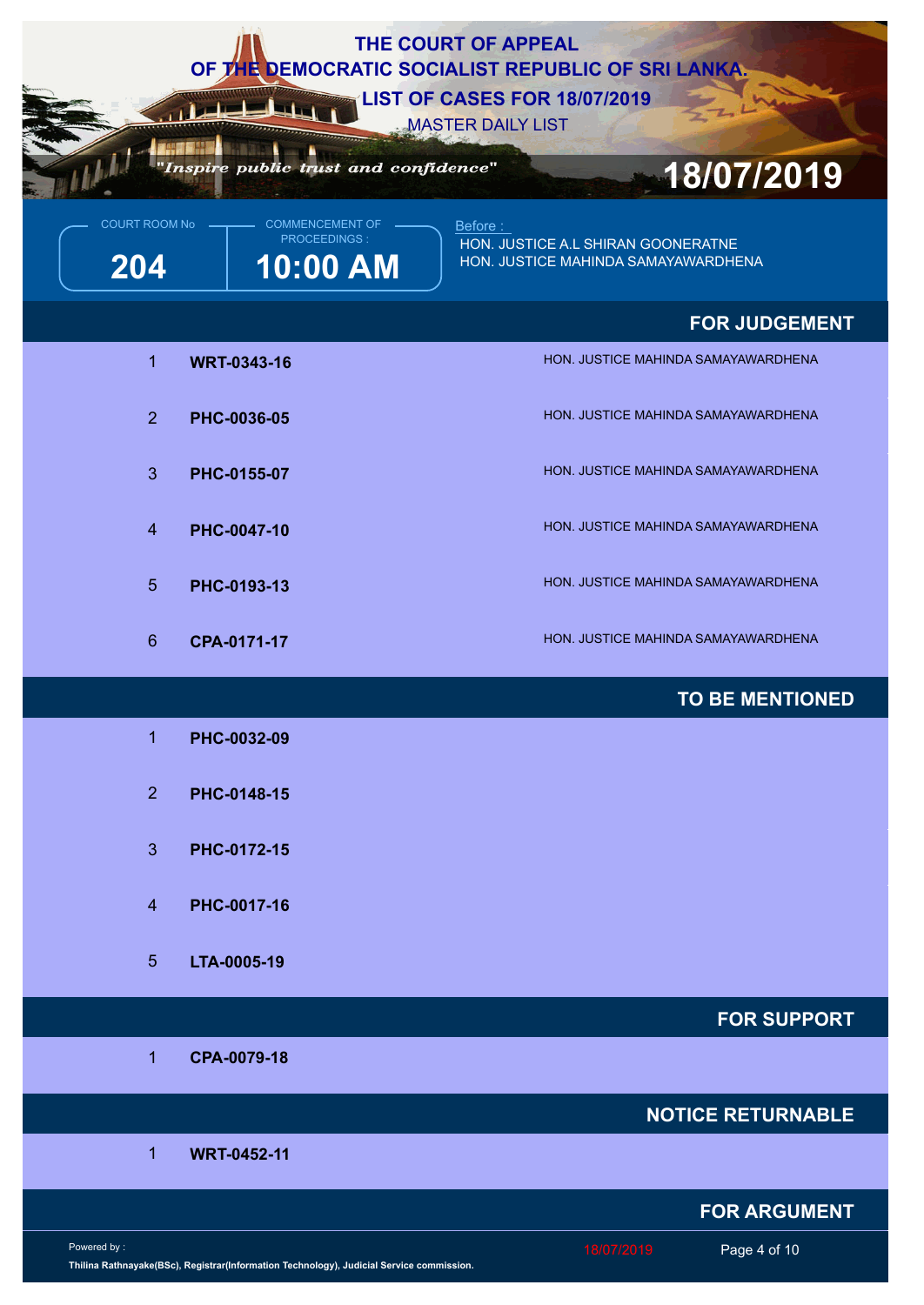# THE COURT OF APPEAL OF THE DEMOCRATIC SOCIALIST REPUBLIC OF SRI LANKA.

## LIST OF CASES FOR 18/07/2019

MASTER DAILY LIST

*"Inspire public trust and confidence"*

**18/07/2019**

| COURT ROOM No | COMMENCEMENT OF PROCEEDINGS : | Before : |
|---|---|---|
| **204** | **10:00 AM** | HON. JUSTICE A.L SHIRAN GOONERATNE<br>HON. JUSTICE MAHINDA SAMAYAWARDHENA |

### FOR JUDGEMENT

| | | |
|---|---|---|
| 1 | **WRT-0343-16** | HON. JUSTICE MAHINDA SAMAYAWARDHENA |
| 2 | **PHC-0036-05** | HON. JUSTICE MAHINDA SAMAYAWARDHENA |
| 3 | **PHC-0155-07** | HON. JUSTICE MAHINDA SAMAYAWARDHENA |
| 4 | **PHC-0047-10** | HON. JUSTICE MAHINDA SAMAYAWARDHENA |
| 5 | **PHC-0193-13** | HON. JUSTICE MAHINDA SAMAYAWARDHENA |
| 6 | **CPA-0171-17** | HON. JUSTICE MAHINDA SAMAYAWARDHENA |

### TO BE MENTIONED

1. **PHC-0032-09**
2. **PHC-0148-15**
3. **PHC-0172-15**
4. **PHC-0017-16**
5. **LTA-0005-19**

### FOR SUPPORT

1. **CPA-0079-18**

### NOTICE RETURNABLE

1. **WRT-0452-11**

### FOR ARGUMENT

Powered by :
**Thilina Rathnayake(BSc), Registrar(Information Technology), Judicial Service commission.**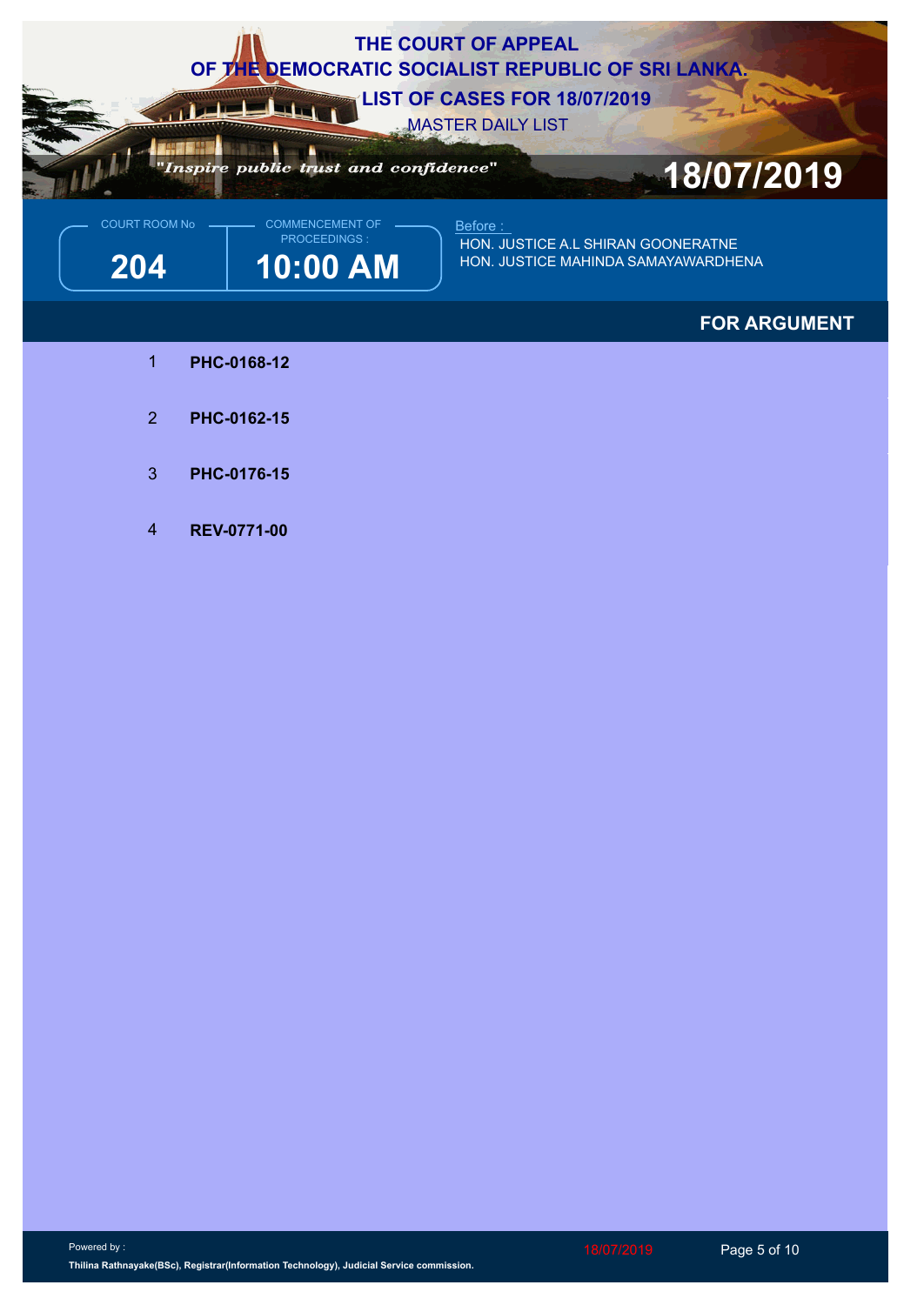# THE COURT OF APPEAL
# OF THE DEMOCRATIC SOCIALIST REPUBLIC OF SRI LANKA.
## LIST OF CASES FOR 18/07/2019
MASTER DAILY LIST

*"Inspire public trust and confidence"*

**18/07/2019**

| COURT ROOM No | COMMENCEMENT OF PROCEEDINGS : |
|---|---|
| **204** | **10:00 AM** |

Before :
HON. JUSTICE A.L SHIRAN GOONERATNE
HON. JUSTICE MAHINDA SAMAYAWARDHENA

## FOR ARGUMENT

1. **PHC-0168-12**
2. **PHC-0162-15**
3. **PHC-0176-15**
4. **REV-0771-00**

Powered by :
**Thilina Rathnayake(BSc), Registrar(Information Technology), Judicial Service commission.**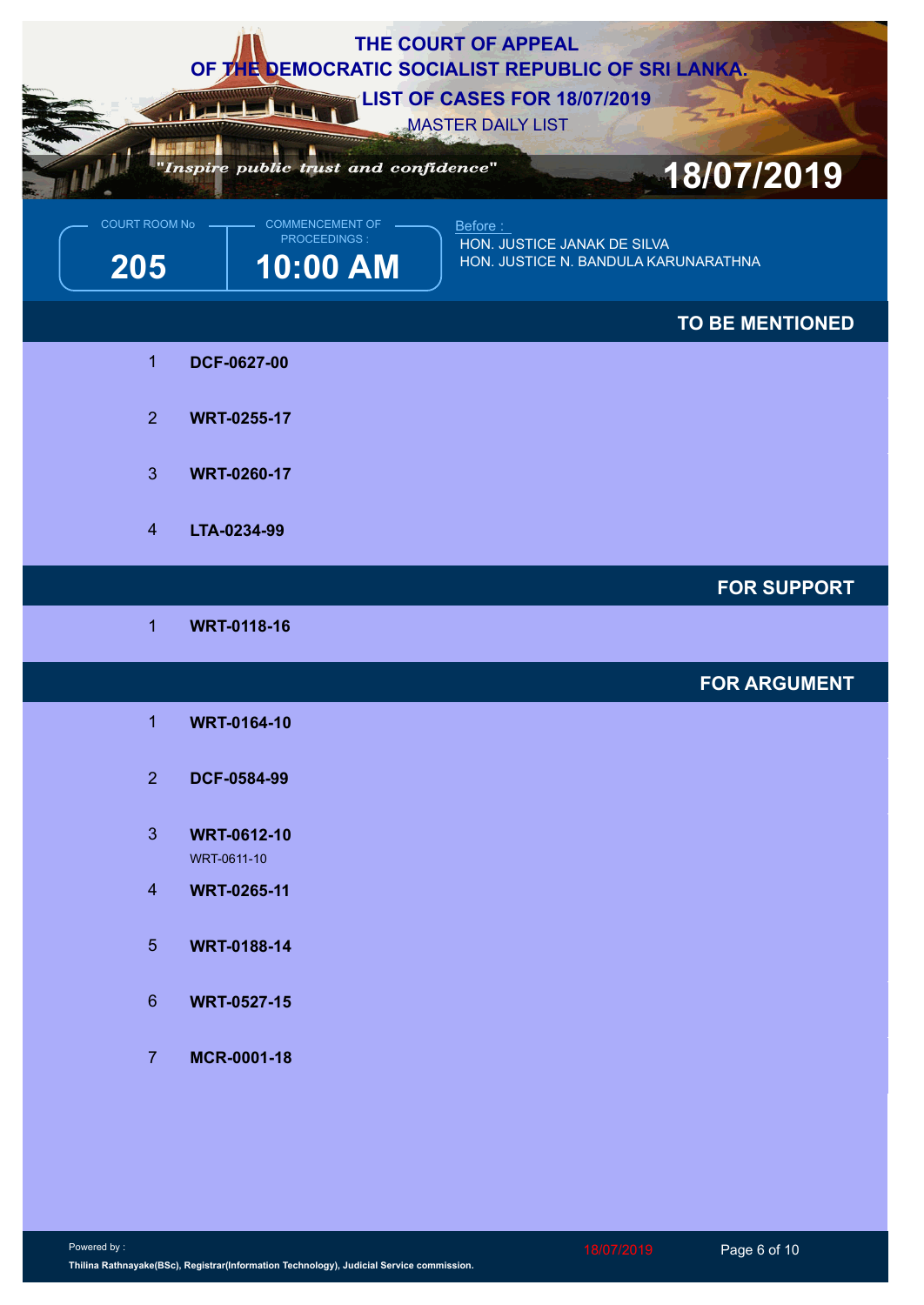# THE COURT OF APPEAL
# OF THE DEMOCRATIC SOCIALIST REPUBLIC OF SRI LANKA.

## LIST OF CASES FOR 18/07/2019

MASTER DAILY LIST

*"Inspire public trust and confidence"*

**18/07/2019**

| COURT ROOM No | COMMENCEMENT OF PROCEEDINGS : |
|---|---|
| **205** | **10:00 AM** |

Before :
HON. JUSTICE JANAK DE SILVA
HON. JUSTICE N. BANDULA KARUNARATHNA

## TO BE MENTIONED

1. **DCF-0627-00**
2. **WRT-0255-17**
3. **WRT-0260-17**
4. **LTA-0234-99**

## FOR SUPPORT

1. **WRT-0118-16**

## FOR ARGUMENT

1. **WRT-0164-10**
2. **DCF-0584-99**
3. **WRT-0612-10**
   WRT-0611-10
4. **WRT-0265-11**
5. **WRT-0188-14**
6. **WRT-0527-15**
7. **MCR-0001-18**

Powered by :
**Thilina Rathnayake(BSc), Registrar(Information Technology), Judicial Service commission.**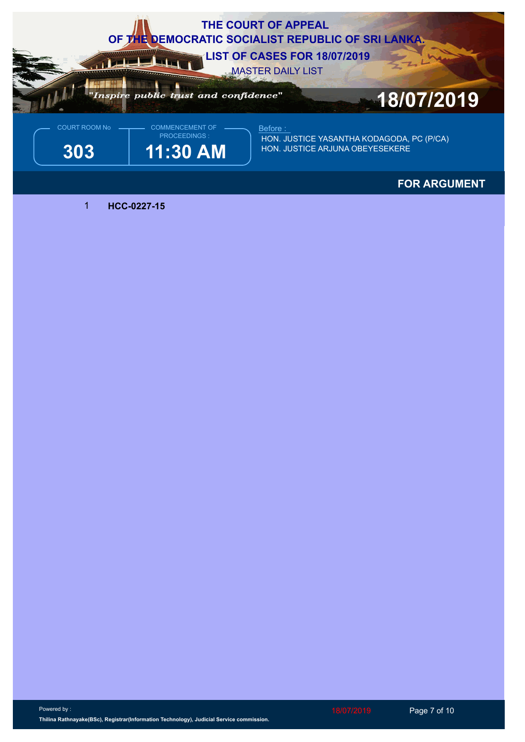# THE COURT OF APPEAL
# OF THE DEMOCRATIC SOCIALIST REPUBLIC OF SRI LANKA.
## LIST OF CASES FOR 18/07/2019
MASTER DAILY LIST

*"Inspire public trust and confidence"*

**18/07/2019**

| COURT ROOM No | COMMENCEMENT OF PROCEEDINGS : |
|---|---|
| **303** | **11:30 AM** |

Before :
HON. JUSTICE YASANTHA KODAGODA, PC (P/CA)
HON. JUSTICE ARJUNA OBEYESEKERE

## FOR ARGUMENT

1 **HCC-0227-15**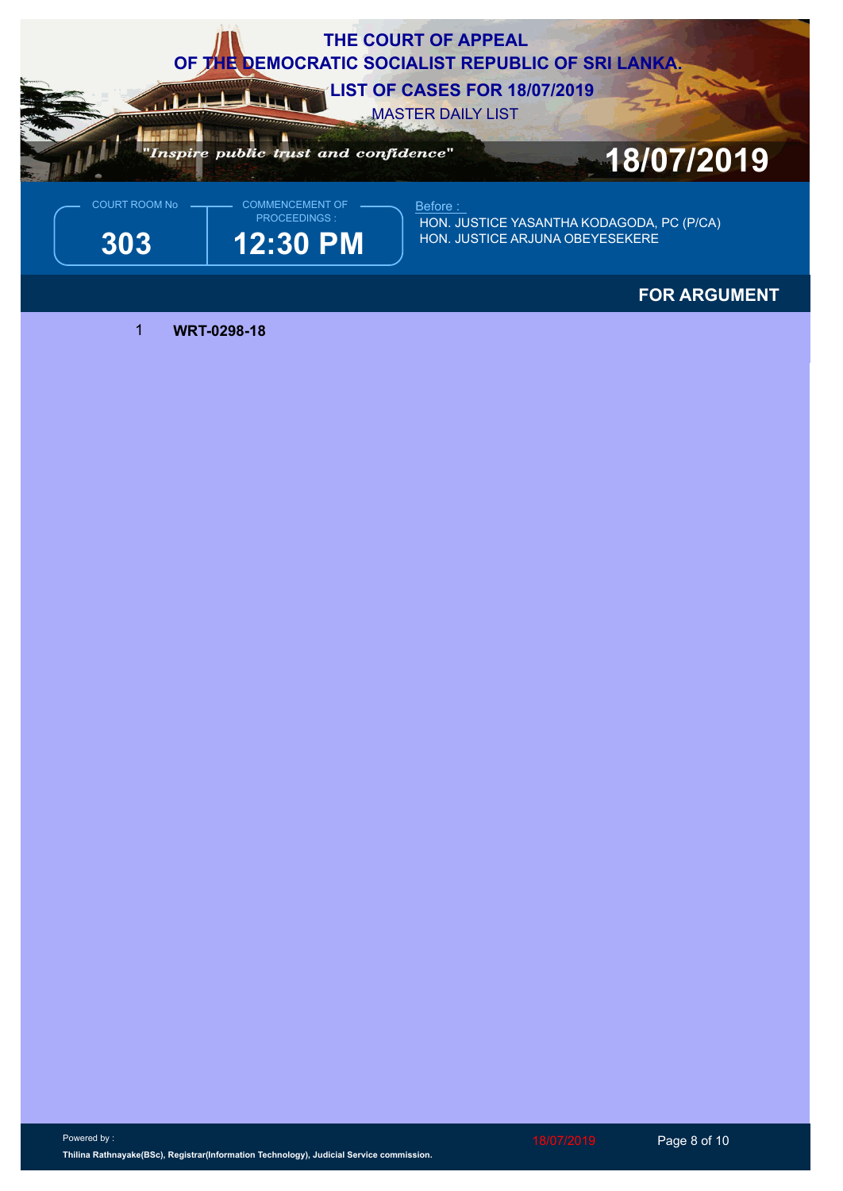# THE COURT OF APPEAL
# OF THE DEMOCRATIC SOCIALIST REPUBLIC OF SRI LANKA.
## LIST OF CASES FOR 18/07/2019
MASTER DAILY LIST

*"Inspire public trust and confidence"*

**18/07/2019**

| COURT ROOM No | COMMENCEMENT OF PROCEEDINGS : |
|---|---|
| **303** | **12:30 PM** |

Before :
HON. JUSTICE YASANTHA KODAGODA, PC (P/CA)
HON. JUSTICE ARJUNA OBEYESEKERE

## FOR ARGUMENT

1 **WRT-0298-18**

Powered by :
**Thilina Rathnayake(BSc), Registrar(Information Technology), Judicial Service commission.**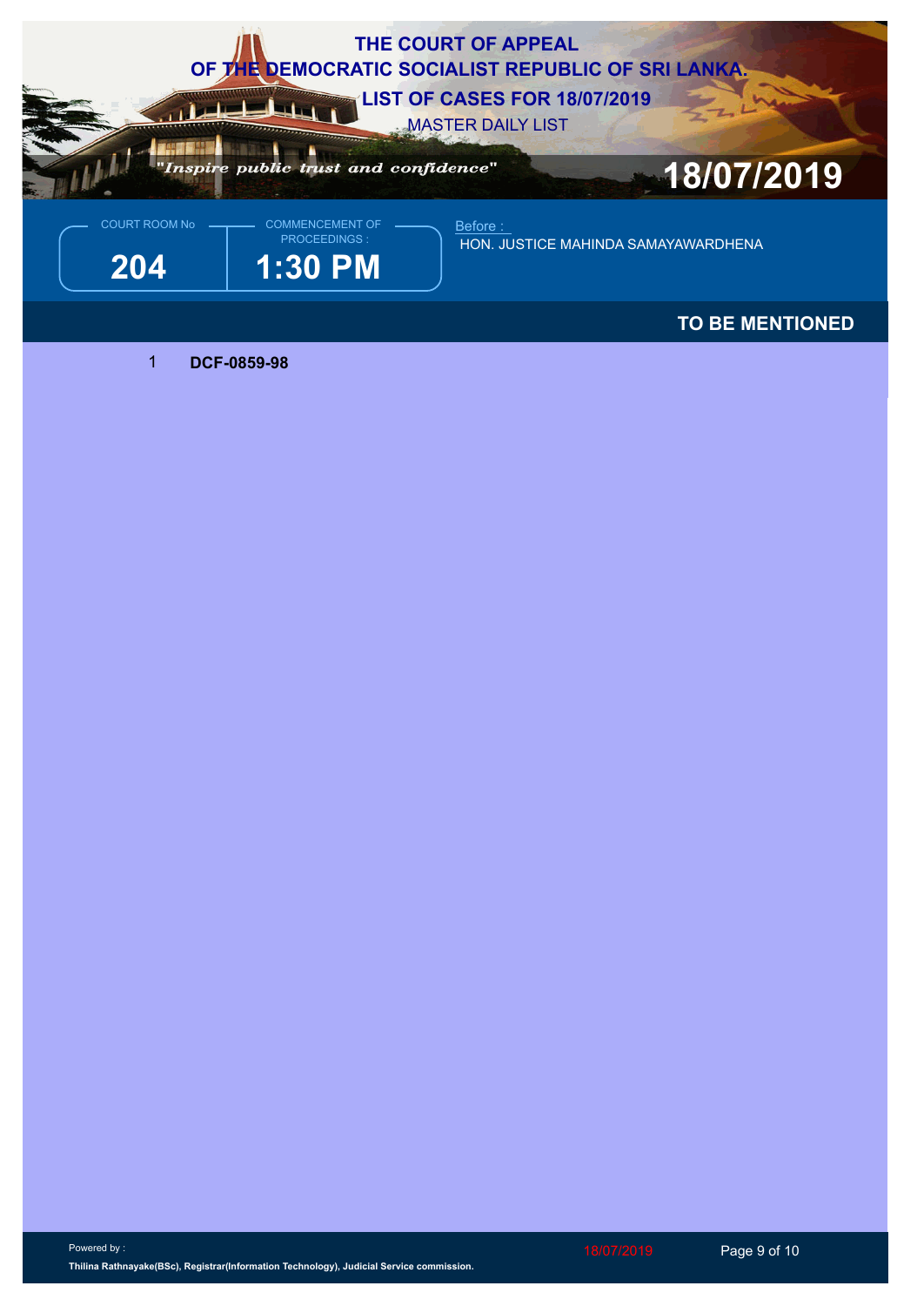# THE COURT OF APPEAL OF THE DEMOCRATIC SOCIALIST REPUBLIC OF SRI LANKA.

## LIST OF CASES FOR 18/07/2019

MASTER DAILY LIST

*"Inspire public trust and confidence"*

**18/07/2019**

| COURT ROOM No | COMMENCEMENT OF PROCEEDINGS : | Before : |
|---|---|---|
| **204** | **1:30 PM** | HON. JUSTICE MAHINDA SAMAYAWARDHENA |

### TO BE MENTIONED

1 **DCF-0859-98**

Powered by :

**Thilina Rathnayake(BSc), Registrar(Information Technology), Judicial Service commission.**

18/07/2019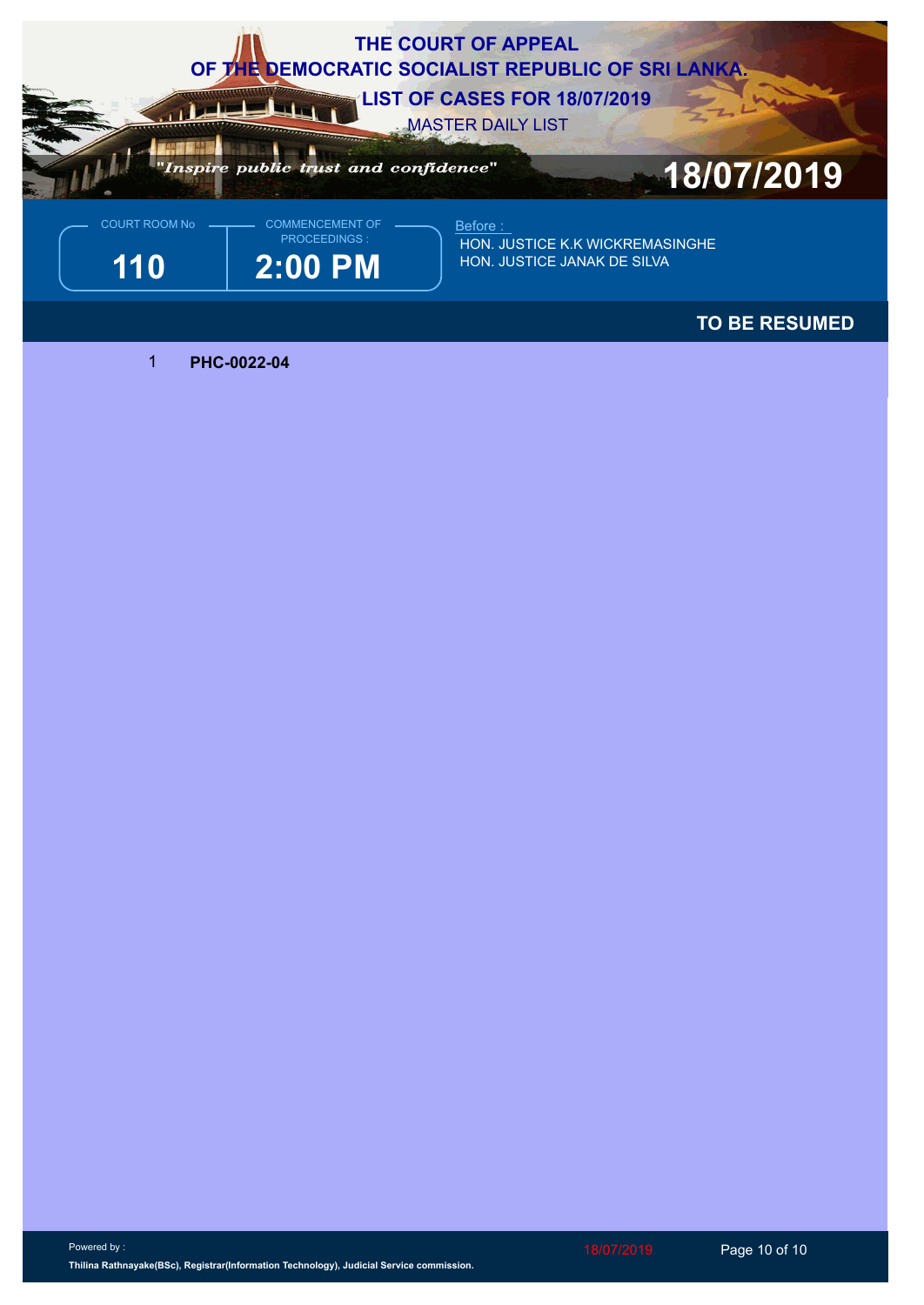# THE COURT OF APPEAL
# OF THE DEMOCRATIC SOCIALIST REPUBLIC OF SRI LANKA.
## LIST OF CASES FOR 18/07/2019
MASTER DAILY LIST

*"Inspire public trust and confidence"*

**18/07/2019**

| COURT ROOM No | COMMENCEMENT OF PROCEEDINGS : |
|---|---|
| **110** | **2:00 PM** |

Before :
HON. JUSTICE K.K WICKREMASINGHE
HON. JUSTICE JANAK DE SILVA

### TO BE RESUMED

1 **PHC-0022-04**

Powered by :
**Thilina Rathnayake(BSc), Registrar(Information Technology), Judicial Service commission.**